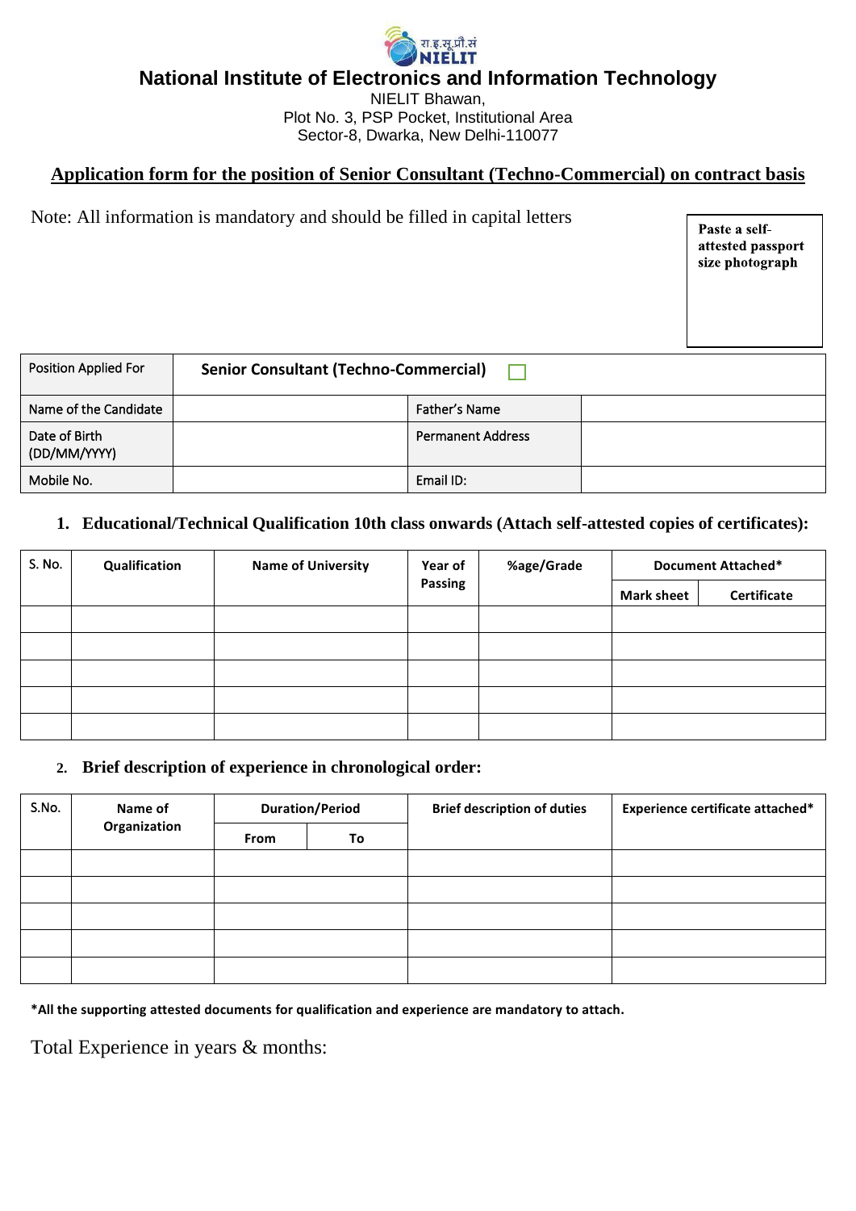रा.इ.सू.प्रौ.सं
NIELIT

# National Institute of Electronics and Information Technology

NIELIT Bhawan,
Plot No. 3, PSP Pocket, Institutional Area
Sector-8, Dwarka, New Delhi-110077

## Application form for the position of Senior Consultant (Techno-Commercial) on contract basis

Note: All information is mandatory and should be filled in capital letters

Paste a self-attested passport size photograph

| Position Applied For | **Senior Consultant (Techno-Commercial)** ☐ | | |
|---|---|---|---|
| Name of the Candidate | | Father's Name | |
| Date of Birth (DD/MM/YYYY) | | Permanent Address | |
| Mobile No. | | Email ID: | |

**1. Educational/Technical Qualification 10th class onwards (Attach self-attested copies of certificates):**

| S. No. | Qualification | Name of University | Year of Passing | %age/Grade | Document Attached* | |
|---|---|---|---|---|---|---|
| | | | | | Mark sheet | Certificate |
| | | | | | | |
| | | | | | | |
| | | | | | | |
| | | | | | | |
| | | | | | | |

**2. Brief description of experience in chronological order:**

| S.No. | Name of Organization | Duration/Period | | Brief description of duties | Experience certificate attached* |
|---|---|---|---|---|---|
| | | From | To | | |
| | | | | | |
| | | | | | |
| | | | | | |
| | | | | | |
| | | | | | |

**\*All the supporting attested documents for qualification and experience are mandatory to attach.**

Total Experience in years & months: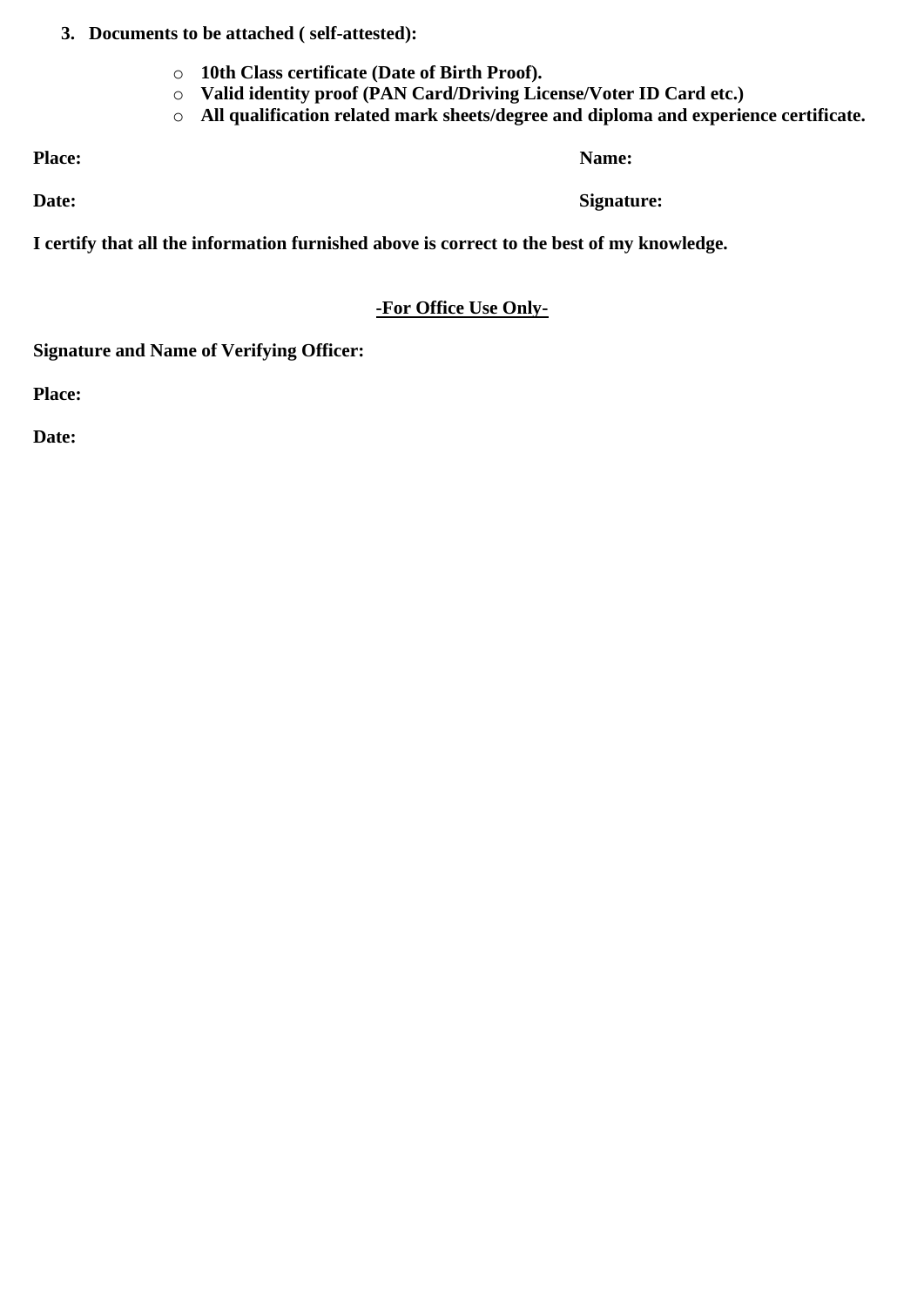3. **Documents to be attached ( self-attested):**

    - **10th Class certificate (Date of Birth Proof).**
    - **Valid identity proof (PAN Card/Driving License/Voter ID Card etc.)**
    - **All qualification related mark sheets/degree and diploma and experience certificate.**

**Place:** **Name:**

**Date:** **Signature:**

**I certify that all the information furnished above is correct to the best of my knowledge.**

**-For Office Use Only-**

**Signature and Name of Verifying Officer:**

**Place:**

**Date:**